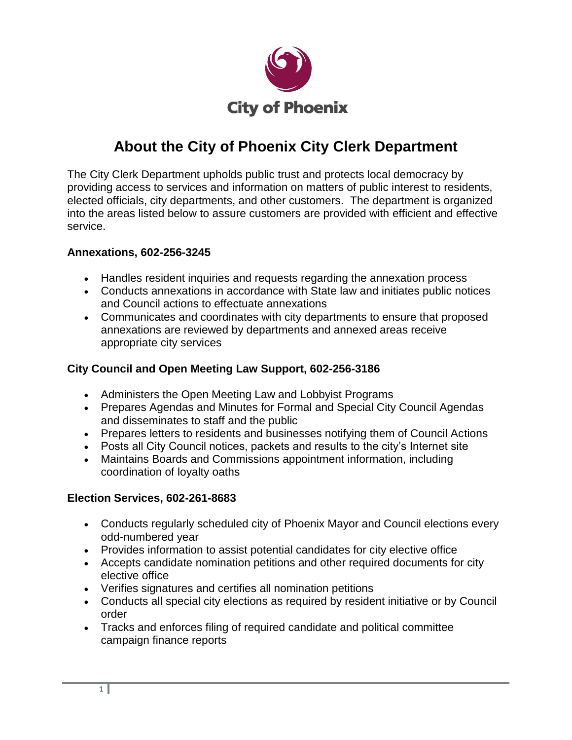City of Phoenix

# About the City of Phoenix City Clerk Department

The City Clerk Department upholds public trust and protects local democracy by providing access to services and information on matters of public interest to residents, elected officials, city departments, and other customers. The department is organized into the areas listed below to assure customers are provided with efficient and effective service.

### Annexations, 602-256-3245

- Handles resident inquiries and requests regarding the annexation process
- Conducts annexations in accordance with State law and initiates public notices and Council actions to effectuate annexations
- Communicates and coordinates with city departments to ensure that proposed annexations are reviewed by departments and annexed areas receive appropriate city services

### City Council and Open Meeting Law Support, 602-256-3186

- Administers the Open Meeting Law and Lobbyist Programs
- Prepares Agendas and Minutes for Formal and Special City Council Agendas and disseminates to staff and the public
- Prepares letters to residents and businesses notifying them of Council Actions
- Posts all City Council notices, packets and results to the city's Internet site
- Maintains Boards and Commissions appointment information, including coordination of loyalty oaths

### Election Services, 602-261-8683

- Conducts regularly scheduled city of Phoenix Mayor and Council elections every odd-numbered year
- Provides information to assist potential candidates for city elective office
- Accepts candidate nomination petitions and other required documents for city elective office
- Verifies signatures and certifies all nomination petitions
- Conducts all special city elections as required by resident initiative or by Council order
- Tracks and enforces filing of required candidate and political committee campaign finance reports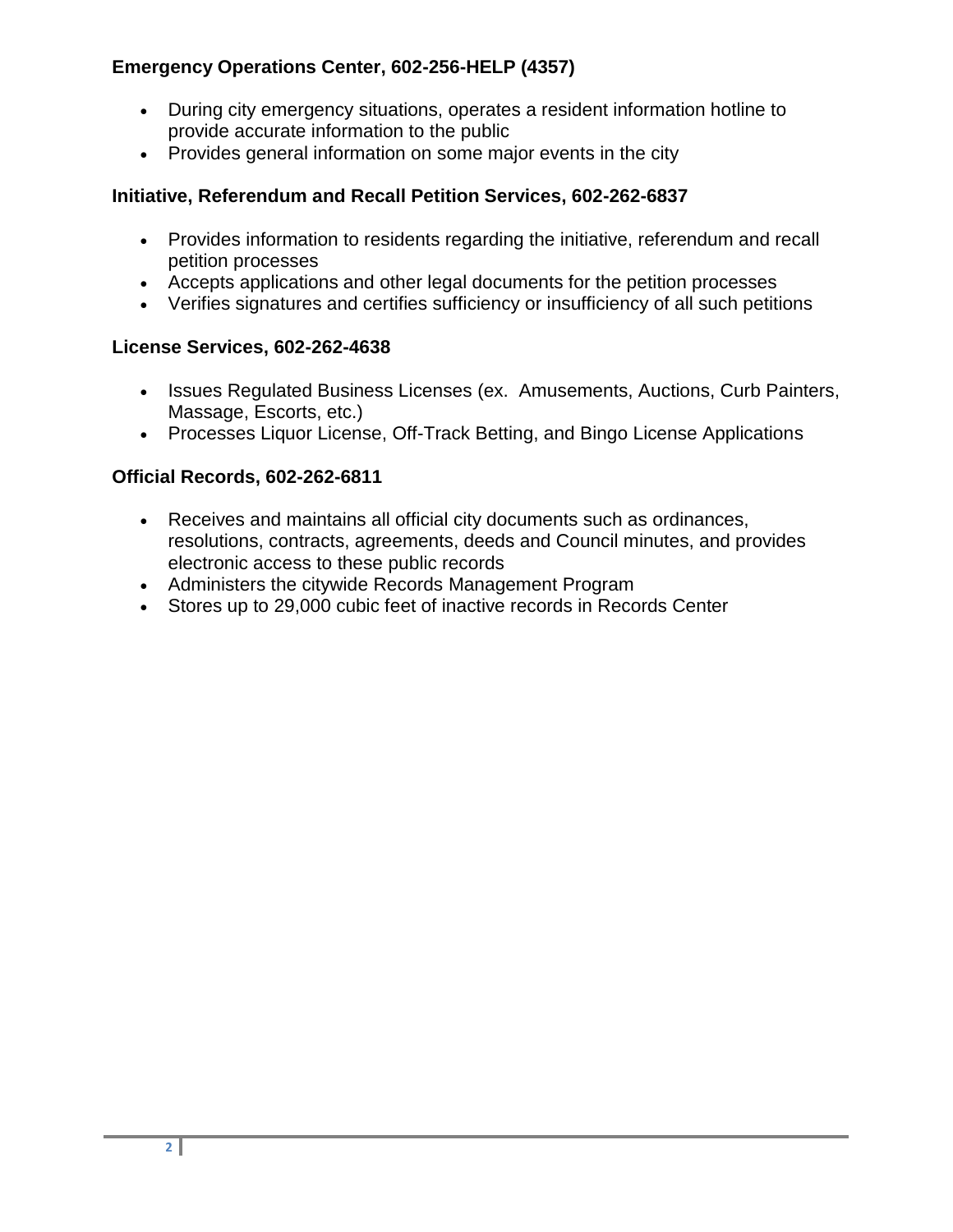**Emergency Operations Center, 602-256-HELP (4357)**

- During city emergency situations, operates a resident information hotline to provide accurate information to the public
- Provides general information on some major events in the city

**Initiative, Referendum and Recall Petition Services, 602-262-6837**

- Provides information to residents regarding the initiative, referendum and recall petition processes
- Accepts applications and other legal documents for the petition processes
- Verifies signatures and certifies sufficiency or insufficiency of all such petitions

**License Services, 602-262-4638**

- Issues Regulated Business Licenses (ex. Amusements, Auctions, Curb Painters, Massage, Escorts, etc.)
- Processes Liquor License, Off-Track Betting, and Bingo License Applications

**Official Records, 602-262-6811**

- Receives and maintains all official city documents such as ordinances, resolutions, contracts, agreements, deeds and Council minutes, and provides electronic access to these public records
- Administers the citywide Records Management Program
- Stores up to 29,000 cubic feet of inactive records in Records Center